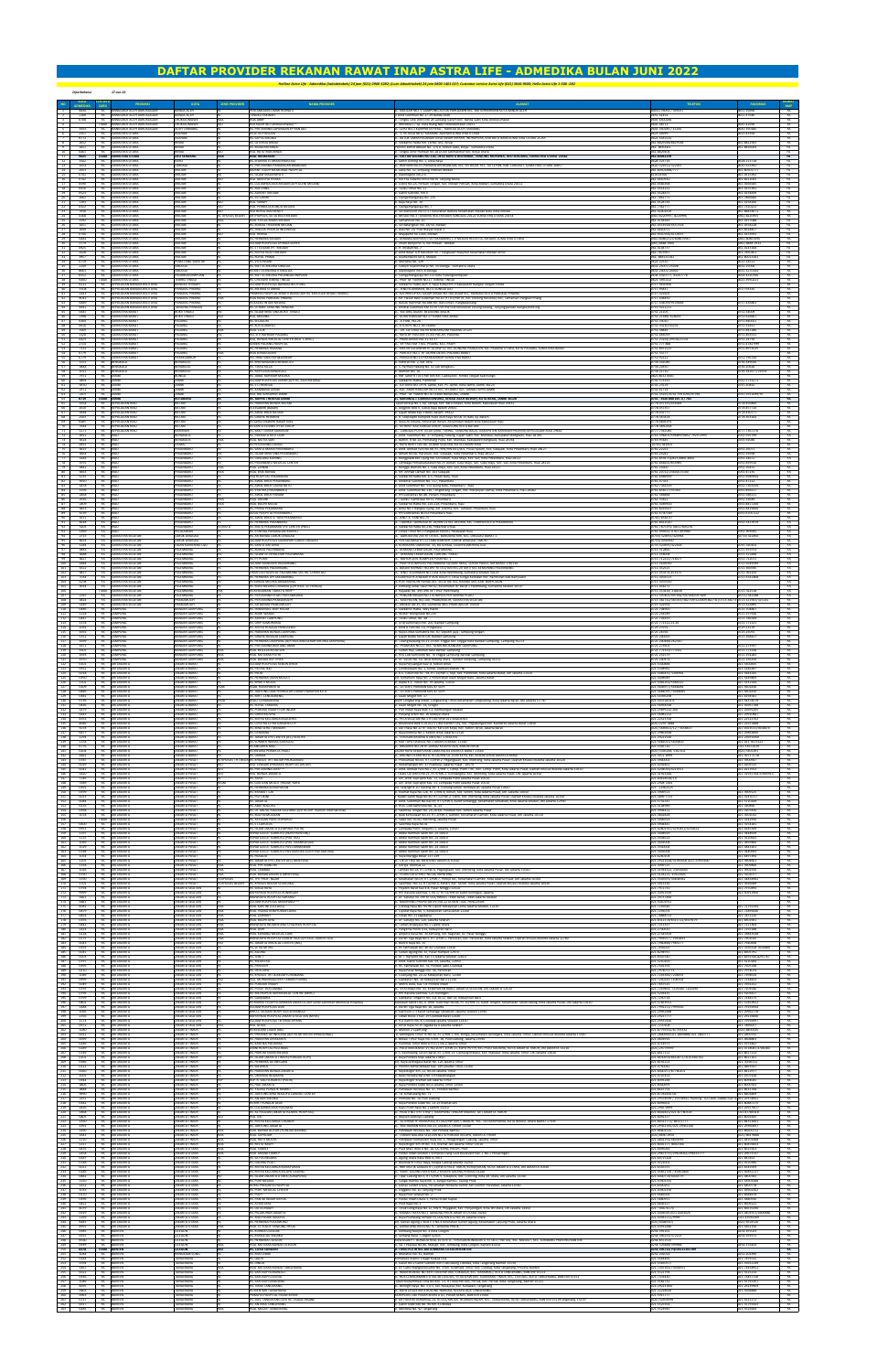# DAFTAR PROVIDER REKANAN RAWAT INAP ASTRA LIFE - ADMEDIKA BULAN JUNI 2022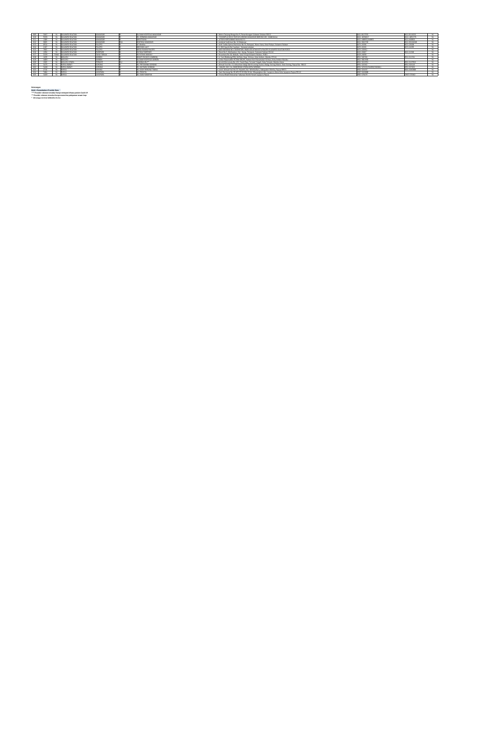| | | | | | | | | | | |
|---|---|---|---|---|---|---|---|---|---|---|
| 409 | 3447 | YA | SULAWESI SELATAN | MAKASSAR | RS | SILOAM HOSPITALS MAKASSAR | Jl. Metro Tanjung Bunga Kav 9, Panambungan Sulawesi Selatan 90112 | 0411-8117555 | 0411-8111833 | YA |
| 410 | 7574 | YA | SULAWESI SELATAN | MAKASSAR | RS | RS. HERMINA MAKASSAR | Jl. TOLOLAPUA (SEJATI) RAYA ... MAKASSAR ... | 0411-3093817 | 0411-3093775 | YA |
| 411 | 1489 | YA | SULAWESI SELATAN | MAKASSAR | RS | RSIA ... | Jl. ... | 0411-... | 0411-... | YA |
| 412 | 9865 | YA | SULAWESI SELATAN | MAKASSAR | RSIA | ... MAKASSAR | Jl. Jenderal Sudirman No. 52 Makassar | 0411-... | 0411-... | YA |
| 413 | 4911 | YA | SULAWESI SELATAN | PALOPO | RS | RS ... | Jl. ... Kota Palopo, Sulawesi Selatan | 0471-... | 0471-... | YA |
| 414 | 1487 | YA | SULAWESI SELATAN | PALOPO | RS | RS BINTANG LAUT | Jl. ... Palopo - Sulawesi Selatan | 0471-... | 0471-... | YA |
| 415 | 7905 | YA | SULAWESI SELATAN | PALOPO | RS | ... PALOPO | Jl. ... KOTA PALOPO SULAWESI SELATAN | 0471-... | | YA |
| 416 | 6491 | YA | SULAWESI SELATAN | PINRANG | RS | RS ... PINRANG | Jl. ... Pinrang, Sulawesi Selatan | 0421-... | 0421-... | YA |
| 417 | 3139 | TIDAK | SULAWESI SELATAN | TANA TORAJA | RS | RS ELIM / FATIMA MAKALE | Jl. ... Tana Toraja Sulawesi Selatan | 0423-... | | YA |
| 418 | 1439 | YA | MALUKU | AMBON | RS | ... (AMBON) | Jl. ... Kota Ambon, Maluku | 0911-... | 0911-... | YA |
| 419 | 3487 | YA | MALUKU | AMBON | RS | SILOAM HOSPITALS AMBON | Jl. ... Kota Ambon Maluku | 0911-... | | YA |
| 420 | 1505 | YA | MALUKU UTARA | TERNATE | RSU | ... | Jl. ... Kota Ternate, Maluku Utara | 0921-... | 0921-... | YA |
| 421 | 3479 | YA | PAPUA BARAT | SORONG | RS | RS. PERTAMINA SORONG | Jl. ... Kota Sorong, Papua Barat | 0951-... | 0951-... | YA |
| 422 | 1434 | YA | PAPUA BARAT | SORONG | RS | RS. ... SORONG | Jl. ... SORONG | 0951-... | 0951-... | YA |
| 423 | 0718 | YA | PAPUA | MIMIKA | RS | RS. ... TIMIKA | Jl. ... Timika, Kabupaten Mimika, Papua | 0901-... | 0901-... | YA |
| 424 | 7464 | YA | PAPUA | JAYAPURA | RS | RS. PROVITA | Jl. ... Kota Jayapura Papua | 0967-... | | YA |
| 425 | 5490 | YA | PAPUA | JAYAPURA | RS | RS. DIAN HARAPAN | Jl. ... Jayapura Papua | 0967-... | 0967-... | YA |

*Keterangan*

***Bold = Penambahan Provider Baru***

*\*\*\* Provider rekanan tersebut hanya melayani Rhesus pasien Covid-19*

*\*\* Provider rekanan tersebut kerjasama hanya pelayanan rawat inap*

*\* Kerjasama terbatas Admedika Online*